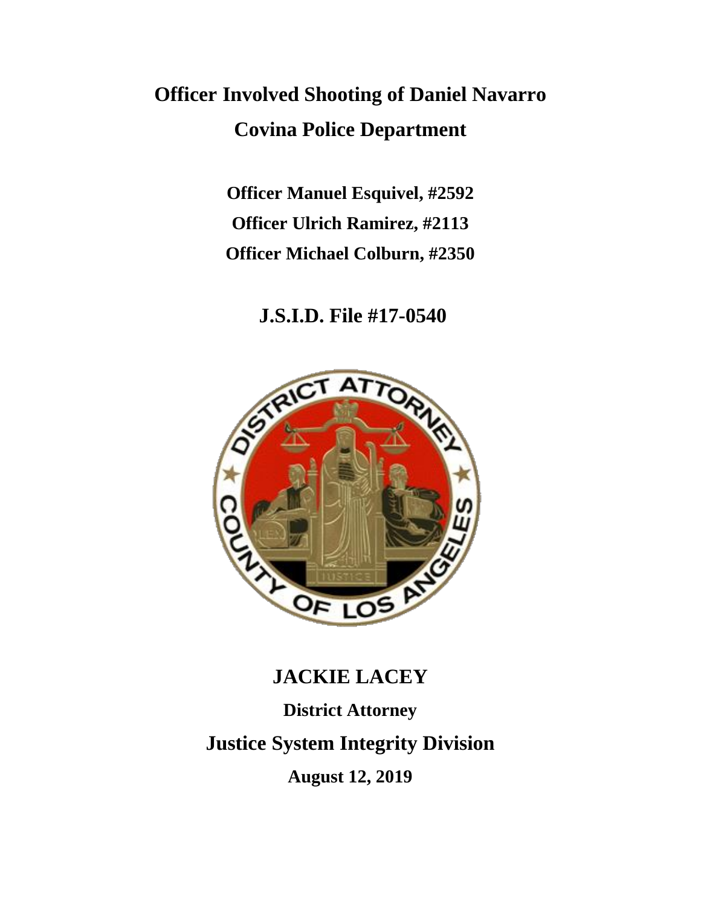# Officer Involved Shooting of Daniel Navarro

# Covina Police Department

**Officer Manuel Esquivel, #2592**

**Officer Ulrich Ramirez, #2113**

**Officer Michael Colburn, #2350**

## J.S.I.D. File #17-0540

## JACKIE LACEY

**District Attorney**

## Justice System Integrity Division

**August 12, 2019**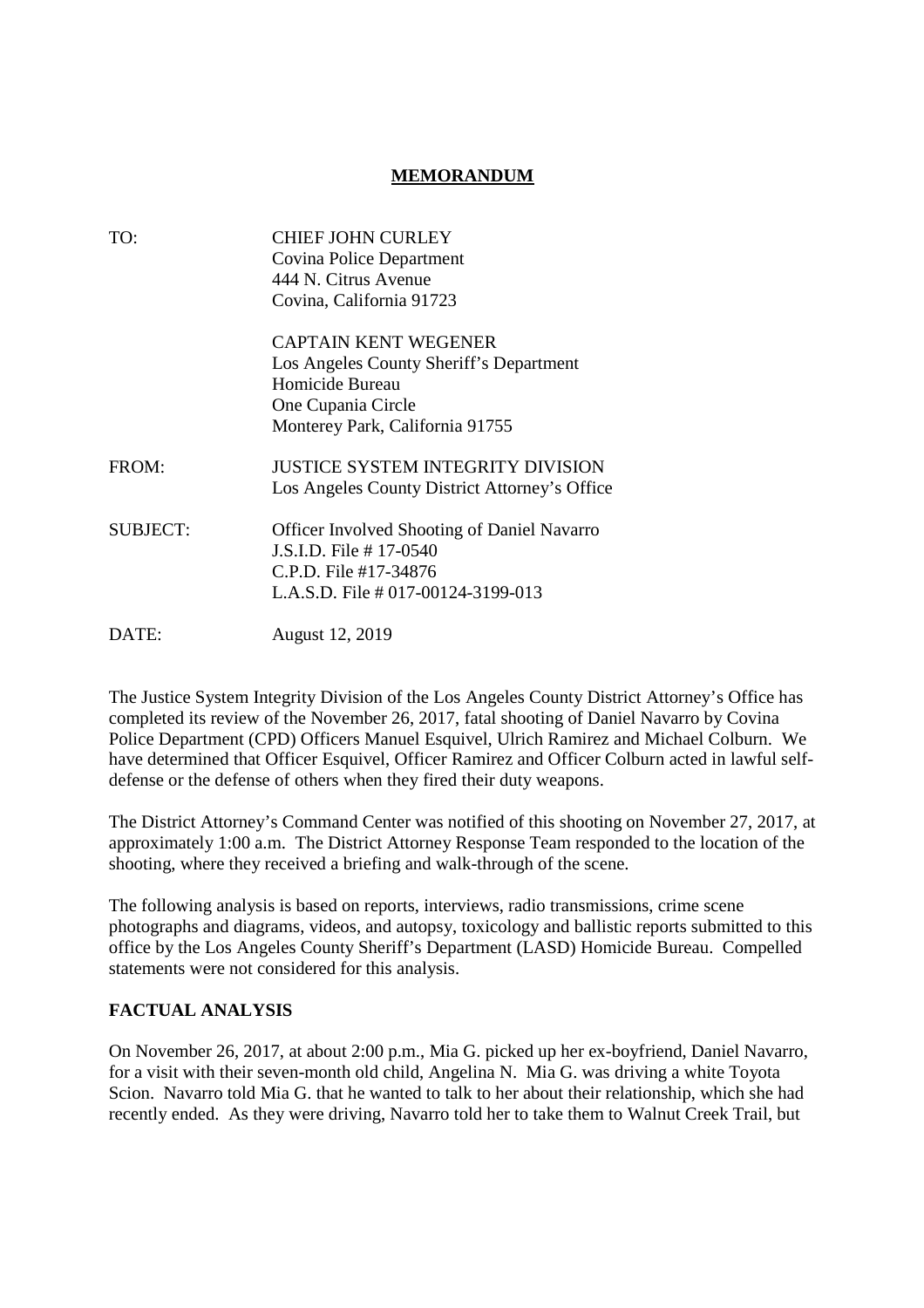# MEMORANDUM

| | |
|---|---|
| TO: | CHIEF JOHN CURLEY<br>Covina Police Department<br>444 N. Citrus Avenue<br>Covina, California 91723 |
| | CAPTAIN KENT WEGENER<br>Los Angeles County Sheriff's Department<br>Homicide Bureau<br>One Cupania Circle<br>Monterey Park, California 91755 |
| FROM: | JUSTICE SYSTEM INTEGRITY DIVISION<br>Los Angeles County District Attorney's Office |
| SUBJECT: | Officer Involved Shooting of Daniel Navarro<br>J.S.I.D. File # 17-0540<br>C.P.D. File #17-34876<br>L.A.S.D. File # 017-00124-3199-013 |
| DATE: | August 12, 2019 |

The Justice System Integrity Division of the Los Angeles County District Attorney's Office has completed its review of the November 26, 2017, fatal shooting of Daniel Navarro by Covina Police Department (CPD) Officers Manuel Esquivel, Ulrich Ramirez and Michael Colburn. We have determined that Officer Esquivel, Officer Ramirez and Officer Colburn acted in lawful self-defense or the defense of others when they fired their duty weapons.

The District Attorney's Command Center was notified of this shooting on November 27, 2017, at approximately 1:00 a.m. The District Attorney Response Team responded to the location of the shooting, where they received a briefing and walk-through of the scene.

The following analysis is based on reports, interviews, radio transmissions, crime scene photographs and diagrams, videos, and autopsy, toxicology and ballistic reports submitted to this office by the Los Angeles County Sheriff's Department (LASD) Homicide Bureau. Compelled statements were not considered for this analysis.

## FACTUAL ANALYSIS

On November 26, 2017, at about 2:00 p.m., Mia G. picked up her ex-boyfriend, Daniel Navarro, for a visit with their seven-month old child, Angelina N. Mia G. was driving a white Toyota Scion. Navarro told Mia G. that he wanted to talk to her about their relationship, which she had recently ended. As they were driving, Navarro told her to take them to Walnut Creek Trail, but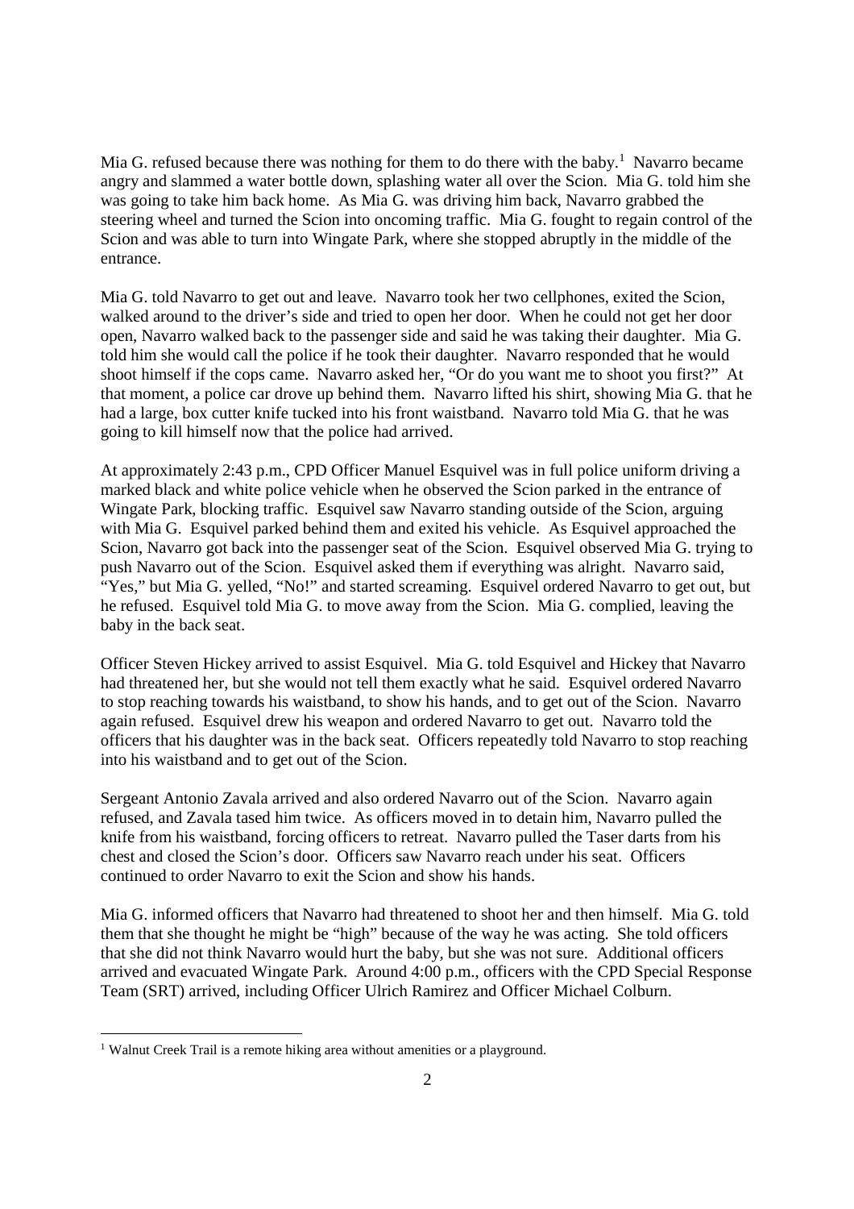Mia G. refused because there was nothing for them to do there with the baby.[1] Navarro became angry and slammed a water bottle down, splashing water all over the Scion. Mia G. told him she was going to take him back home. As Mia G. was driving him back, Navarro grabbed the steering wheel and turned the Scion into oncoming traffic. Mia G. fought to regain control of the Scion and was able to turn into Wingate Park, where she stopped abruptly in the middle of the entrance.

Mia G. told Navarro to get out and leave. Navarro took her two cellphones, exited the Scion, walked around to the driver's side and tried to open her door. When he could not get her door open, Navarro walked back to the passenger side and said he was taking their daughter. Mia G. told him she would call the police if he took their daughter. Navarro responded that he would shoot himself if the cops came. Navarro asked her, "Or do you want me to shoot you first?" At that moment, a police car drove up behind them. Navarro lifted his shirt, showing Mia G. that he had a large, box cutter knife tucked into his front waistband. Navarro told Mia G. that he was going to kill himself now that the police had arrived.

At approximately 2:43 p.m., CPD Officer Manuel Esquivel was in full police uniform driving a marked black and white police vehicle when he observed the Scion parked in the entrance of Wingate Park, blocking traffic. Esquivel saw Navarro standing outside of the Scion, arguing with Mia G. Esquivel parked behind them and exited his vehicle. As Esquivel approached the Scion, Navarro got back into the passenger seat of the Scion. Esquivel observed Mia G. trying to push Navarro out of the Scion. Esquivel asked them if everything was alright. Navarro said, "Yes," but Mia G. yelled, "No!" and started screaming. Esquivel ordered Navarro to get out, but he refused. Esquivel told Mia G. to move away from the Scion. Mia G. complied, leaving the baby in the back seat.

Officer Steven Hickey arrived to assist Esquivel. Mia G. told Esquivel and Hickey that Navarro had threatened her, but she would not tell them exactly what he said. Esquivel ordered Navarro to stop reaching towards his waistband, to show his hands, and to get out of the Scion. Navarro again refused. Esquivel drew his weapon and ordered Navarro to get out. Navarro told the officers that his daughter was in the back seat. Officers repeatedly told Navarro to stop reaching into his waistband and to get out of the Scion.

Sergeant Antonio Zavala arrived and also ordered Navarro out of the Scion. Navarro again refused, and Zavala tased him twice. As officers moved in to detain him, Navarro pulled the knife from his waistband, forcing officers to retreat. Navarro pulled the Taser darts from his chest and closed the Scion's door. Officers saw Navarro reach under his seat. Officers continued to order Navarro to exit the Scion and show his hands.

Mia G. informed officers that Navarro had threatened to shoot her and then himself. Mia G. told them that she thought he might be "high" because of the way he was acting. She told officers that she did not think Navarro would hurt the baby, but she was not sure. Additional officers arrived and evacuated Wingate Park. Around 4:00 p.m., officers with the CPD Special Response Team (SRT) arrived, including Officer Ulrich Ramirez and Officer Michael Colburn.

---

[1] Walnut Creek Trail is a remote hiking area without amenities or a playground.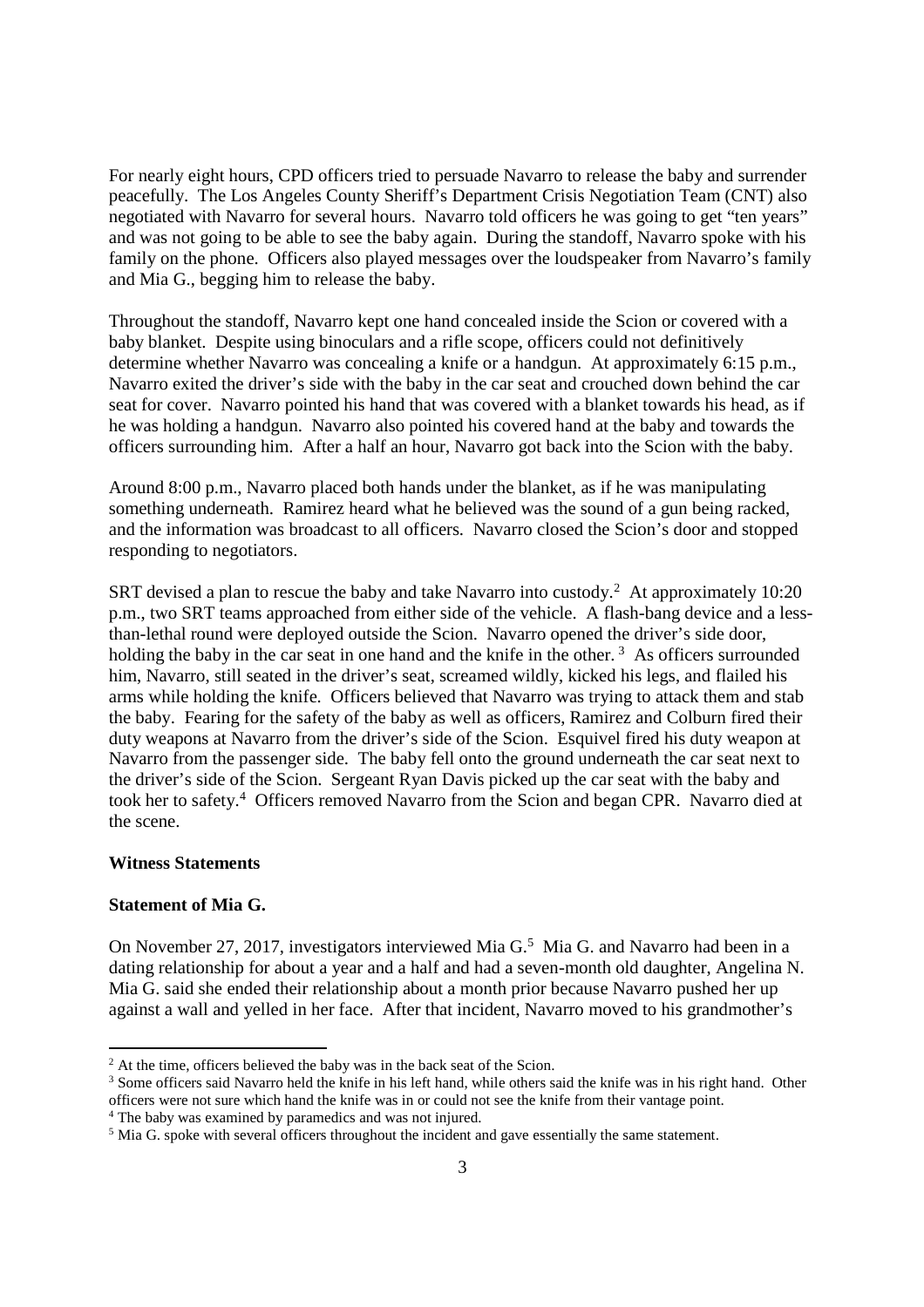For nearly eight hours, CPD officers tried to persuade Navarro to release the baby and surrender peacefully. The Los Angeles County Sheriff's Department Crisis Negotiation Team (CNT) also negotiated with Navarro for several hours. Navarro told officers he was going to get "ten years" and was not going to be able to see the baby again. During the standoff, Navarro spoke with his family on the phone. Officers also played messages over the loudspeaker from Navarro's family and Mia G., begging him to release the baby.

Throughout the standoff, Navarro kept one hand concealed inside the Scion or covered with a baby blanket. Despite using binoculars and a rifle scope, officers could not definitively determine whether Navarro was concealing a knife or a handgun. At approximately 6:15 p.m., Navarro exited the driver's side with the baby in the car seat and crouched down behind the car seat for cover. Navarro pointed his hand that was covered with a blanket towards his head, as if he was holding a handgun. Navarro also pointed his covered hand at the baby and towards the officers surrounding him. After a half an hour, Navarro got back into the Scion with the baby.

Around 8:00 p.m., Navarro placed both hands under the blanket, as if he was manipulating something underneath. Ramirez heard what he believed was the sound of a gun being racked, and the information was broadcast to all officers. Navarro closed the Scion's door and stopped responding to negotiators.

SRT devised a plan to rescue the baby and take Navarro into custody.[2] At approximately 10:20 p.m., two SRT teams approached from either side of the vehicle. A flash-bang device and a less-than-lethal round were deployed outside the Scion. Navarro opened the driver's side door, holding the baby in the car seat in one hand and the knife in the other.[3] As officers surrounded him, Navarro, still seated in the driver's seat, screamed wildly, kicked his legs, and flailed his arms while holding the knife. Officers believed that Navarro was trying to attack them and stab the baby. Fearing for the safety of the baby as well as officers, Ramirez and Colburn fired their duty weapons at Navarro from the driver's side of the Scion. Esquivel fired his duty weapon at Navarro from the passenger side. The baby fell onto the ground underneath the car seat next to the driver's side of the Scion. Sergeant Ryan Davis picked up the car seat with the baby and took her to safety.[4] Officers removed Navarro from the Scion and began CPR. Navarro died at the scene.

**Witness Statements**

**Statement of Mia G.**

On November 27, 2017, investigators interviewed Mia G.[5] Mia G. and Navarro had been in a dating relationship for about a year and a half and had a seven-month old daughter, Angelina N. Mia G. said she ended their relationship about a month prior because Navarro pushed her up against a wall and yelled in her face. After that incident, Navarro moved to his grandmother's

---

[2] At the time, officers believed the baby was in the back seat of the Scion.

[3] Some officers said Navarro held the knife in his left hand, while others said the knife was in his right hand. Other officers were not sure which hand the knife was in or could not see the knife from their vantage point.

[4] The baby was examined by paramedics and was not injured.

[5] Mia G. spoke with several officers throughout the incident and gave essentially the same statement.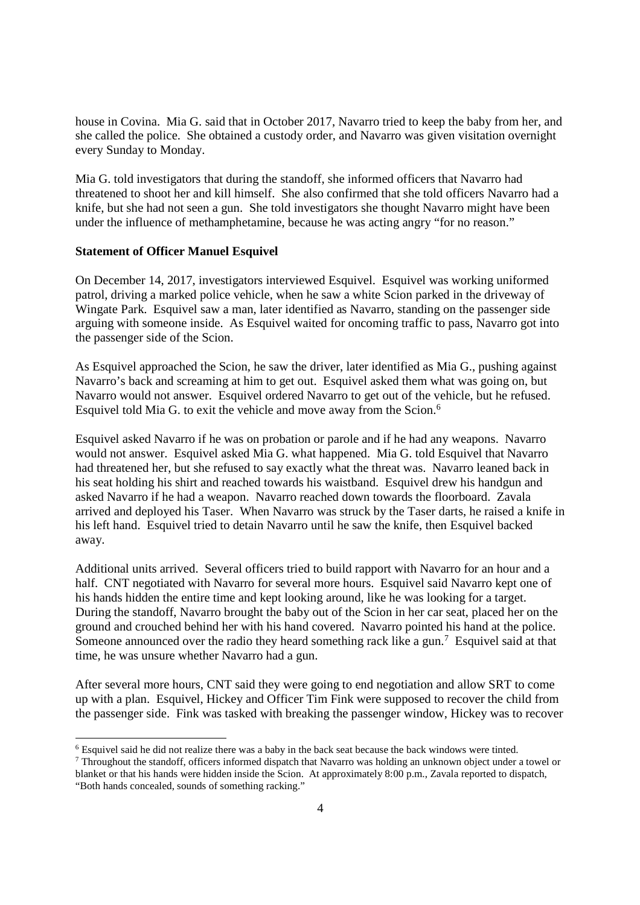house in Covina. Mia G. said that in October 2017, Navarro tried to keep the baby from her, and she called the police. She obtained a custody order, and Navarro was given visitation overnight every Sunday to Monday.

Mia G. told investigators that during the standoff, she informed officers that Navarro had threatened to shoot her and kill himself. She also confirmed that she told officers Navarro had a knife, but she had not seen a gun. She told investigators she thought Navarro might have been under the influence of methamphetamine, because he was acting angry "for no reason."

**Statement of Officer Manuel Esquivel**

On December 14, 2017, investigators interviewed Esquivel. Esquivel was working uniformed patrol, driving a marked police vehicle, when he saw a white Scion parked in the driveway of Wingate Park. Esquivel saw a man, later identified as Navarro, standing on the passenger side arguing with someone inside. As Esquivel waited for oncoming traffic to pass, Navarro got into the passenger side of the Scion.

As Esquivel approached the Scion, he saw the driver, later identified as Mia G., pushing against Navarro's back and screaming at him to get out. Esquivel asked them what was going on, but Navarro would not answer. Esquivel ordered Navarro to get out of the vehicle, but he refused. Esquivel told Mia G. to exit the vehicle and move away from the Scion.[6]

Esquivel asked Navarro if he was on probation or parole and if he had any weapons. Navarro would not answer. Esquivel asked Mia G. what happened. Mia G. told Esquivel that Navarro had threatened her, but she refused to say exactly what the threat was. Navarro leaned back in his seat holding his shirt and reached towards his waistband. Esquivel drew his handgun and asked Navarro if he had a weapon. Navarro reached down towards the floorboard. Zavala arrived and deployed his Taser. When Navarro was struck by the Taser darts, he raised a knife in his left hand. Esquivel tried to detain Navarro until he saw the knife, then Esquivel backed away.

Additional units arrived. Several officers tried to build rapport with Navarro for an hour and a half. CNT negotiated with Navarro for several more hours. Esquivel said Navarro kept one of his hands hidden the entire time and kept looking around, like he was looking for a target. During the standoff, Navarro brought the baby out of the Scion in her car seat, placed her on the ground and crouched behind her with his hand covered. Navarro pointed his hand at the police. Someone announced over the radio they heard something rack like a gun.[7] Esquivel said at that time, he was unsure whether Navarro had a gun.

After several more hours, CNT said they were going to end negotiation and allow SRT to come up with a plan. Esquivel, Hickey and Officer Tim Fink were supposed to recover the child from the passenger side. Fink was tasked with breaking the passenger window, Hickey was to recover

---

[6] Esquivel said he did not realize there was a baby in the back seat because the back windows were tinted.

[7] Throughout the standoff, officers informed dispatch that Navarro was holding an unknown object under a towel or blanket or that his hands were hidden inside the Scion. At approximately 8:00 p.m., Zavala reported to dispatch, "Both hands concealed, sounds of something racking."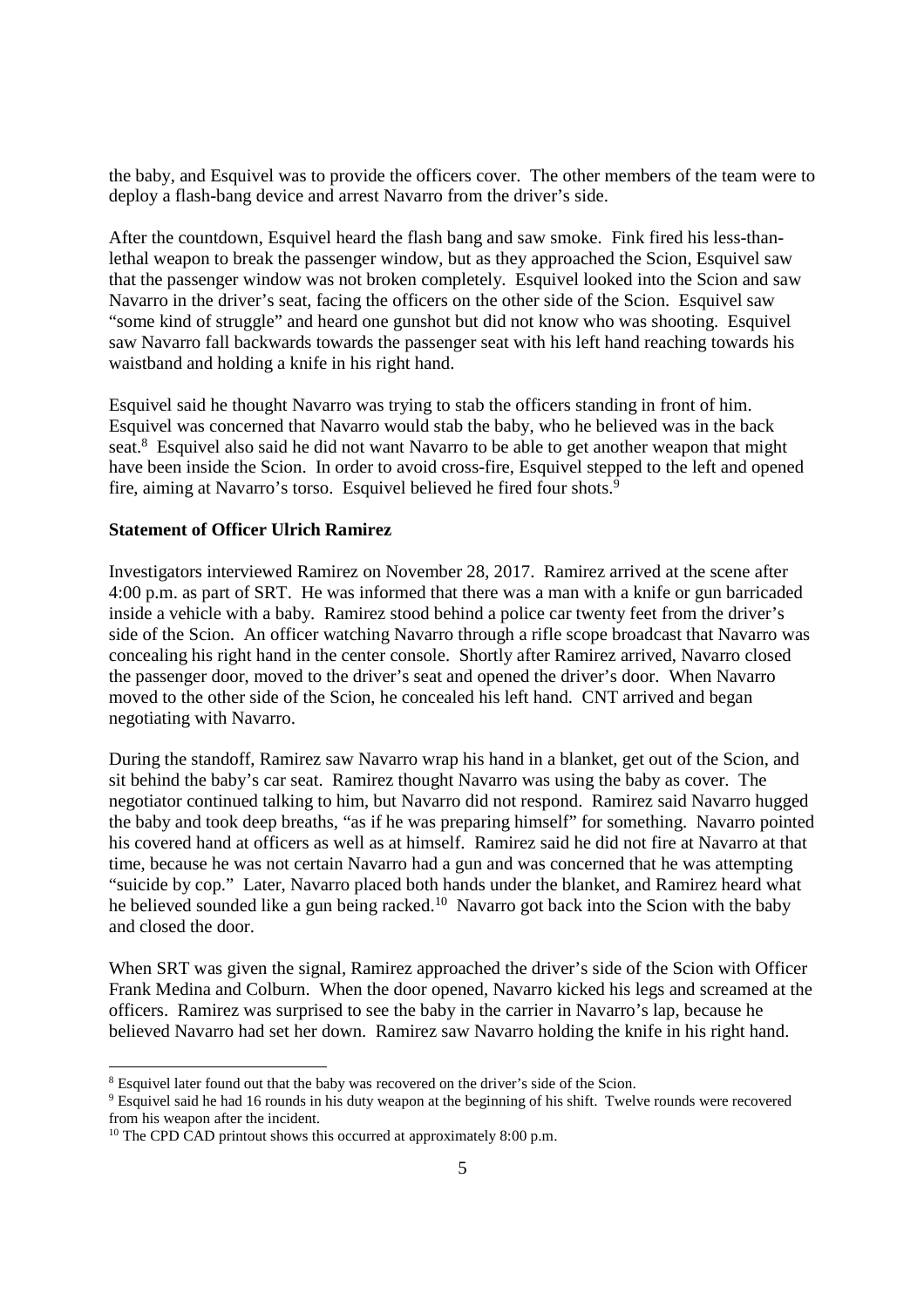the baby, and Esquivel was to provide the officers cover. The other members of the team were to deploy a flash-bang device and arrest Navarro from the driver's side.

After the countdown, Esquivel heard the flash bang and saw smoke. Fink fired his less-than-lethal weapon to break the passenger window, but as they approached the Scion, Esquivel saw that the passenger window was not broken completely. Esquivel looked into the Scion and saw Navarro in the driver's seat, facing the officers on the other side of the Scion. Esquivel saw "some kind of struggle" and heard one gunshot but did not know who was shooting. Esquivel saw Navarro fall backwards towards the passenger seat with his left hand reaching towards his waistband and holding a knife in his right hand.

Esquivel said he thought Navarro was trying to stab the officers standing in front of him. Esquivel was concerned that Navarro would stab the baby, who he believed was in the back seat.[8] Esquivel also said he did not want Navarro to be able to get another weapon that might have been inside the Scion. In order to avoid cross-fire, Esquivel stepped to the left and opened fire, aiming at Navarro's torso. Esquivel believed he fired four shots.[9]

**Statement of Officer Ulrich Ramirez**

Investigators interviewed Ramirez on November 28, 2017. Ramirez arrived at the scene after 4:00 p.m. as part of SRT. He was informed that there was a man with a knife or gun barricaded inside a vehicle with a baby. Ramirez stood behind a police car twenty feet from the driver's side of the Scion. An officer watching Navarro through a rifle scope broadcast that Navarro was concealing his right hand in the center console. Shortly after Ramirez arrived, Navarro closed the passenger door, moved to the driver's seat and opened the driver's door. When Navarro moved to the other side of the Scion, he concealed his left hand. CNT arrived and began negotiating with Navarro.

During the standoff, Ramirez saw Navarro wrap his hand in a blanket, get out of the Scion, and sit behind the baby's car seat. Ramirez thought Navarro was using the baby as cover. The negotiator continued talking to him, but Navarro did not respond. Ramirez said Navarro hugged the baby and took deep breaths, "as if he was preparing himself" for something. Navarro pointed his covered hand at officers as well as at himself. Ramirez said he did not fire at Navarro at that time, because he was not certain Navarro had a gun and was concerned that he was attempting "suicide by cop." Later, Navarro placed both hands under the blanket, and Ramirez heard what he believed sounded like a gun being racked.[10] Navarro got back into the Scion with the baby and closed the door.

When SRT was given the signal, Ramirez approached the driver's side of the Scion with Officer Frank Medina and Colburn. When the door opened, Navarro kicked his legs and screamed at the officers. Ramirez was surprised to see the baby in the carrier in Navarro's lap, because he believed Navarro had set her down. Ramirez saw Navarro holding the knife in his right hand.

---

[8] Esquivel later found out that the baby was recovered on the driver's side of the Scion.

[9] Esquivel said he had 16 rounds in his duty weapon at the beginning of his shift. Twelve rounds were recovered from his weapon after the incident.

[10] The CPD CAD printout shows this occurred at approximately 8:00 p.m.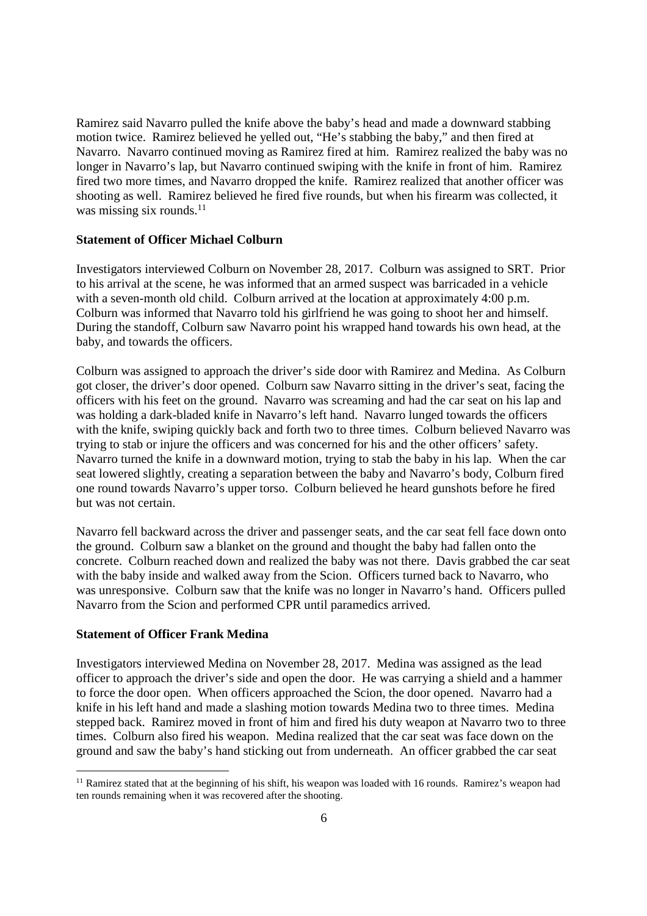Ramirez said Navarro pulled the knife above the baby's head and made a downward stabbing motion twice. Ramirez believed he yelled out, "He's stabbing the baby," and then fired at Navarro. Navarro continued moving as Ramirez fired at him. Ramirez realized the baby was no longer in Navarro's lap, but Navarro continued swiping with the knife in front of him. Ramirez fired two more times, and Navarro dropped the knife. Ramirez realized that another officer was shooting as well. Ramirez believed he fired five rounds, but when his firearm was collected, it was missing six rounds.[11]

**Statement of Officer Michael Colburn**

Investigators interviewed Colburn on November 28, 2017. Colburn was assigned to SRT. Prior to his arrival at the scene, he was informed that an armed suspect was barricaded in a vehicle with a seven-month old child. Colburn arrived at the location at approximately 4:00 p.m. Colburn was informed that Navarro told his girlfriend he was going to shoot her and himself. During the standoff, Colburn saw Navarro point his wrapped hand towards his own head, at the baby, and towards the officers.

Colburn was assigned to approach the driver's side door with Ramirez and Medina. As Colburn got closer, the driver's door opened. Colburn saw Navarro sitting in the driver's seat, facing the officers with his feet on the ground. Navarro was screaming and had the car seat on his lap and was holding a dark-bladed knife in Navarro's left hand. Navarro lunged towards the officers with the knife, swiping quickly back and forth two to three times. Colburn believed Navarro was trying to stab or injure the officers and was concerned for his and the other officers' safety. Navarro turned the knife in a downward motion, trying to stab the baby in his lap. When the car seat lowered slightly, creating a separation between the baby and Navarro's body, Colburn fired one round towards Navarro's upper torso. Colburn believed he heard gunshots before he fired but was not certain.

Navarro fell backward across the driver and passenger seats, and the car seat fell face down onto the ground. Colburn saw a blanket on the ground and thought the baby had fallen onto the concrete. Colburn reached down and realized the baby was not there. Davis grabbed the car seat with the baby inside and walked away from the Scion. Officers turned back to Navarro, who was unresponsive. Colburn saw that the knife was no longer in Navarro's hand. Officers pulled Navarro from the Scion and performed CPR until paramedics arrived.

**Statement of Officer Frank Medina**

Investigators interviewed Medina on November 28, 2017. Medina was assigned as the lead officer to approach the driver's side and open the door. He was carrying a shield and a hammer to force the door open. When officers approached the Scion, the door opened. Navarro had a knife in his left hand and made a slashing motion towards Medina two to three times. Medina stepped back. Ramirez moved in front of him and fired his duty weapon at Navarro two to three times. Colburn also fired his weapon. Medina realized that the car seat was face down on the ground and saw the baby's hand sticking out from underneath. An officer grabbed the car seat

[11] Ramirez stated that at the beginning of his shift, his weapon was loaded with 16 rounds. Ramirez's weapon had ten rounds remaining when it was recovered after the shooting.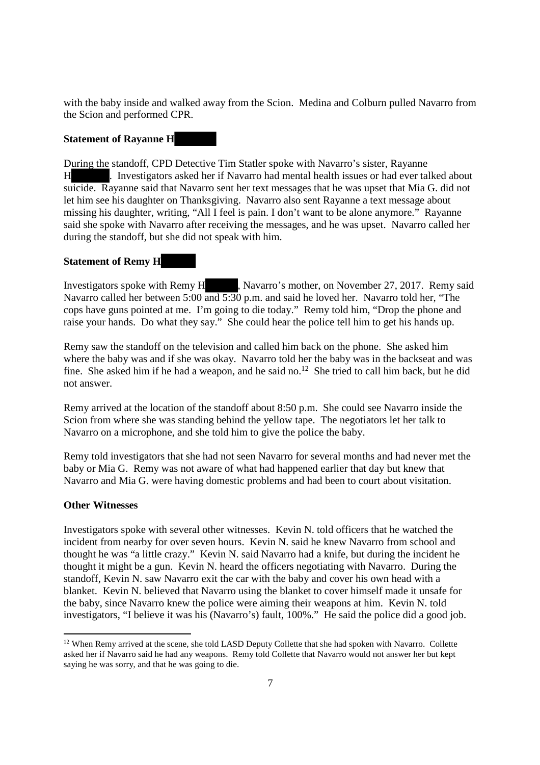with the baby inside and walked away from the Scion. Medina and Colburn pulled Navarro from the Scion and performed CPR.

**Statement of Rayanne H**

During the standoff, CPD Detective Tim Statler spoke with Navarro's sister, Rayanne H. Investigators asked her if Navarro had mental health issues or had ever talked about suicide. Rayanne said that Navarro sent her text messages that he was upset that Mia G. did not let him see his daughter on Thanksgiving. Navarro also sent Rayanne a text message about missing his daughter, writing, "All I feel is pain. I don't want to be alone anymore." Rayanne said she spoke with Navarro after receiving the messages, and he was upset. Navarro called her during the standoff, but she did not speak with him.

**Statement of Remy H**

Investigators spoke with Remy H, Navarro's mother, on November 27, 2017. Remy said Navarro called her between 5:00 and 5:30 p.m. and said he loved her. Navarro told her, "The cops have guns pointed at me. I'm going to die today." Remy told him, "Drop the phone and raise your hands. Do what they say." She could hear the police tell him to get his hands up.

Remy saw the standoff on the television and called him back on the phone. She asked him where the baby was and if she was okay. Navarro told her the baby was in the backseat and was fine. She asked him if he had a weapon, and he said no.[12] She tried to call him back, but he did not answer.

Remy arrived at the location of the standoff about 8:50 p.m. She could see Navarro inside the Scion from where she was standing behind the yellow tape. The negotiators let her talk to Navarro on a microphone, and she told him to give the police the baby.

Remy told investigators that she had not seen Navarro for several months and had never met the baby or Mia G. Remy was not aware of what had happened earlier that day but knew that Navarro and Mia G. were having domestic problems and had been to court about visitation.

**Other Witnesses**

Investigators spoke with several other witnesses. Kevin N. told officers that he watched the incident from nearby for over seven hours. Kevin N. said he knew Navarro from school and thought he was "a little crazy." Kevin N. said Navarro had a knife, but during the incident he thought it might be a gun. Kevin N. heard the officers negotiating with Navarro. During the standoff, Kevin N. saw Navarro exit the car with the baby and cover his own head with a blanket. Kevin N. believed that Navarro using the blanket to cover himself made it unsafe for the baby, since Navarro knew the police were aiming their weapons at him. Kevin N. told investigators, "I believe it was his (Navarro's) fault, 100%." He said the police did a good job.

[12] When Remy arrived at the scene, she told LASD Deputy Collette that she had spoken with Navarro. Collette asked her if Navarro said he had any weapons. Remy told Collette that Navarro would not answer her but kept saying he was sorry, and that he was going to die.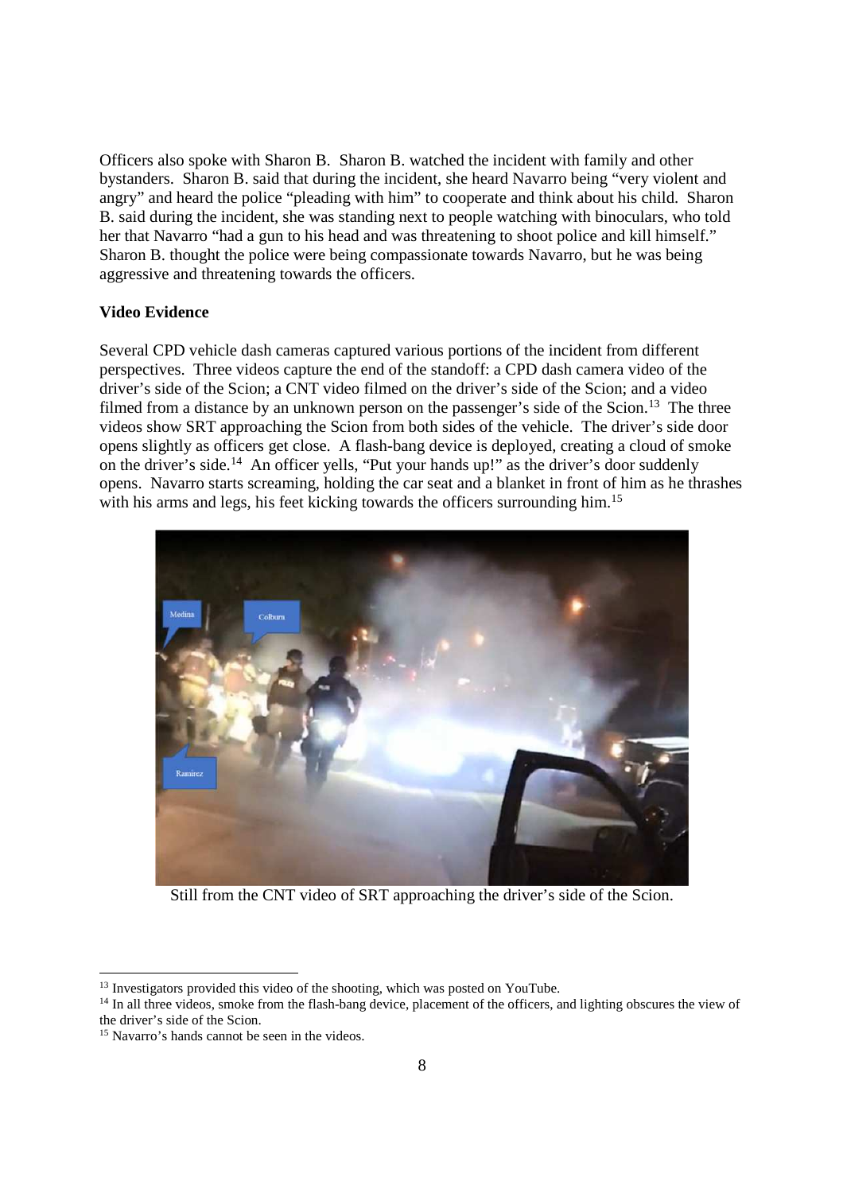Officers also spoke with Sharon B. Sharon B. watched the incident with family and other bystanders. Sharon B. said that during the incident, she heard Navarro being "very violent and angry" and heard the police "pleading with him" to cooperate and think about his child. Sharon B. said during the incident, she was standing next to people watching with binoculars, who told her that Navarro "had a gun to his head and was threatening to shoot police and kill himself." Sharon B. thought the police were being compassionate towards Navarro, but he was being aggressive and threatening towards the officers.

**Video Evidence**

Several CPD vehicle dash cameras captured various portions of the incident from different perspectives. Three videos capture the end of the standoff: a CPD dash camera video of the driver's side of the Scion; a CNT video filmed on the driver's side of the Scion; and a video filmed from a distance by an unknown person on the passenger's side of the Scion.[13] The three videos show SRT approaching the Scion from both sides of the vehicle. The driver's side door opens slightly as officers get close. A flash-bang device is deployed, creating a cloud of smoke on the driver's side.[14] An officer yells, "Put your hands up!" as the driver's door suddenly opens. Navarro starts screaming, holding the car seat and a blanket in front of him as he thrashes with his arms and legs, his feet kicking towards the officers surrounding him.[15]

Still from the CNT video of SRT approaching the driver's side of the Scion.

[13] Investigators provided this video of the shooting, which was posted on YouTube.

[14] In all three videos, smoke from the flash-bang device, placement of the officers, and lighting obscures the view of the driver's side of the Scion.

[15] Navarro's hands cannot be seen in the videos.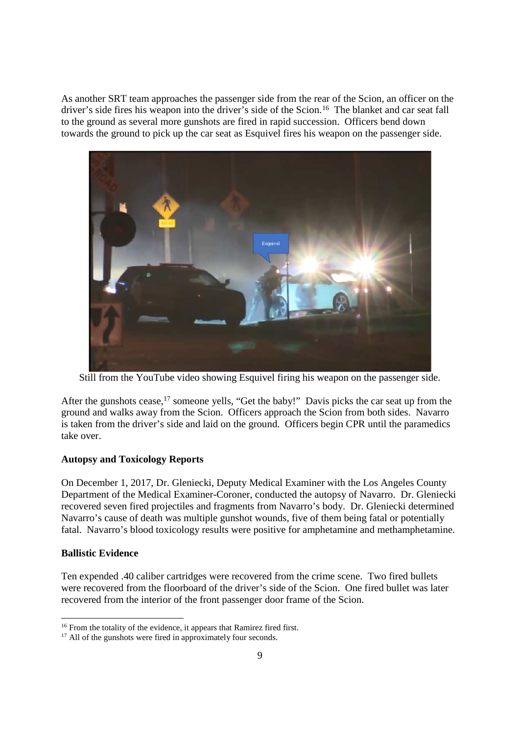As another SRT team approaches the passenger side from the rear of the Scion, an officer on the driver's side fires his weapon into the driver's side of the Scion.[16] The blanket and car seat fall to the ground as several more gunshots are fired in rapid succession. Officers bend down towards the ground to pick up the car seat as Esquivel fires his weapon on the passenger side.

Still from the YouTube video showing Esquivel firing his weapon on the passenger side.

After the gunshots cease,[17] someone yells, "Get the baby!" Davis picks the car seat up from the ground and walks away from the Scion. Officers approach the Scion from both sides. Navarro is taken from the driver's side and laid on the ground. Officers begin CPR until the paramedics take over.

**Autopsy and Toxicology Reports**

On December 1, 2017, Dr. Gleniecki, Deputy Medical Examiner with the Los Angeles County Department of the Medical Examiner-Coroner, conducted the autopsy of Navarro. Dr. Gleniecki recovered seven fired projectiles and fragments from Navarro's body. Dr. Gleniecki determined Navarro's cause of death was multiple gunshot wounds, five of them being fatal or potentially fatal. Navarro's blood toxicology results were positive for amphetamine and methamphetamine.

**Ballistic Evidence**

Ten expended .40 caliber cartridges were recovered from the crime scene. Two fired bullets were recovered from the floorboard of the driver's side of the Scion. One fired bullet was later recovered from the interior of the front passenger door frame of the Scion.

[16] From the totality of the evidence, it appears that Ramirez fired first.

[17] All of the gunshots were fired in approximately four seconds.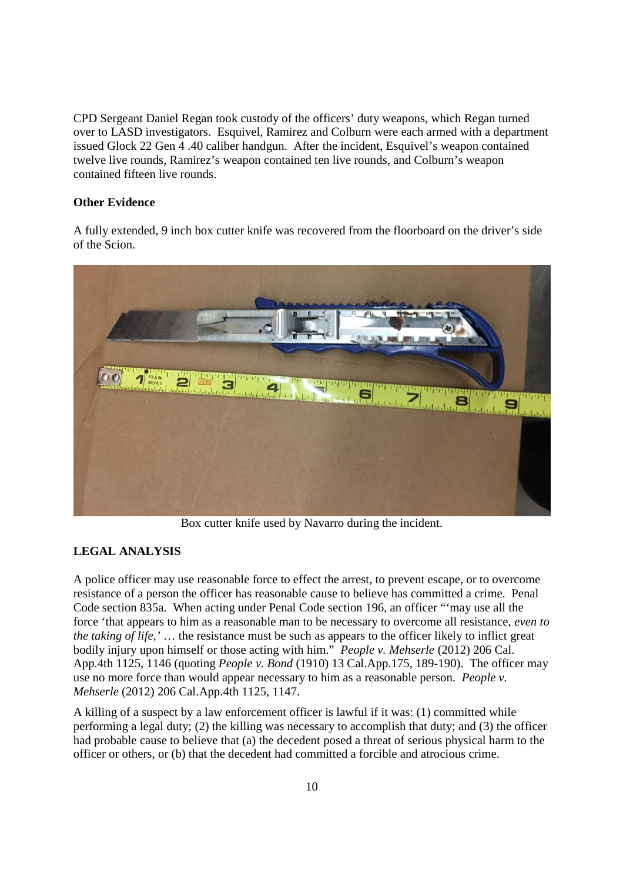CPD Sergeant Daniel Regan took custody of the officers' duty weapons, which Regan turned over to LASD investigators. Esquivel, Ramirez and Colburn were each armed with a department issued Glock 22 Gen 4 .40 caliber handgun. After the incident, Esquivel's weapon contained twelve live rounds, Ramirez's weapon contained ten live rounds, and Colburn's weapon contained fifteen live rounds.

**Other Evidence**

A fully extended, 9 inch box cutter knife was recovered from the floorboard on the driver's side of the Scion.

Box cutter knife used by Navarro during the incident.

**LEGAL ANALYSIS**

A police officer may use reasonable force to effect the arrest, to prevent escape, or to overcome resistance of a person the officer has reasonable cause to believe has committed a crime. Penal Code section 835a. When acting under Penal Code section 196, an officer "'may use all the force 'that appears to him as a reasonable man to be necessary to overcome all resistance, *even to the taking of life,*' … the resistance must be such as appears to the officer likely to inflict great bodily injury upon himself or those acting with him." *People v. Mehserle* (2012) 206 Cal. App.4th 1125, 1146 (quoting *People v. Bond* (1910) 13 Cal.App.175, 189-190). The officer may use no more force than would appear necessary to him as a reasonable person. *People v. Mehserle* (2012) 206 Cal.App.4th 1125, 1147.

A killing of a suspect by a law enforcement officer is lawful if it was: (1) committed while performing a legal duty; (2) the killing was necessary to accomplish that duty; and (3) the officer had probable cause to believe that (a) the decedent posed a threat of serious physical harm to the officer or others, or (b) that the decedent had committed a forcible and atrocious crime.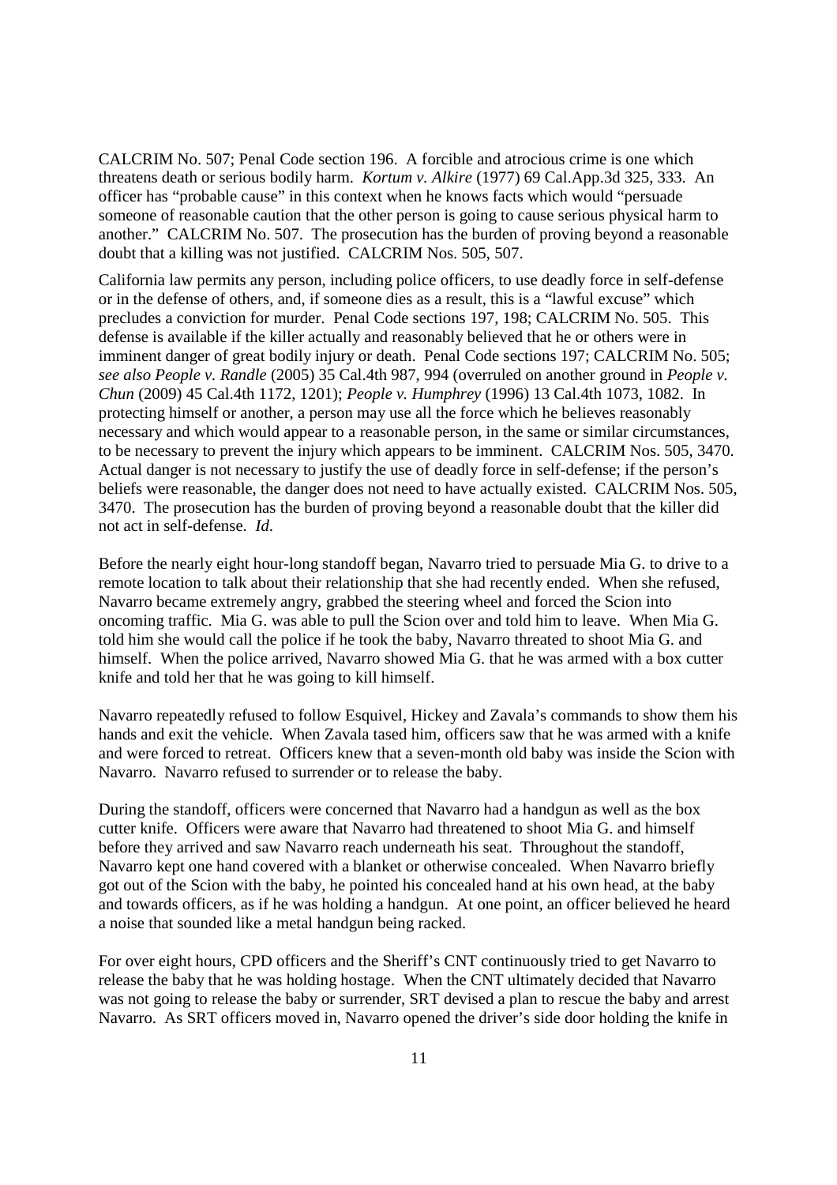CALCRIM No. 507; Penal Code section 196. A forcible and atrocious crime is one which threatens death or serious bodily harm. *Kortum v. Alkire* (1977) 69 Cal.App.3d 325, 333. An officer has "probable cause" in this context when he knows facts which would "persuade someone of reasonable caution that the other person is going to cause serious physical harm to another." CALCRIM No. 507. The prosecution has the burden of proving beyond a reasonable doubt that a killing was not justified. CALCRIM Nos. 505, 507.

California law permits any person, including police officers, to use deadly force in self-defense or in the defense of others, and, if someone dies as a result, this is a "lawful excuse" which precludes a conviction for murder. Penal Code sections 197, 198; CALCRIM No. 505. This defense is available if the killer actually and reasonably believed that he or others were in imminent danger of great bodily injury or death. Penal Code sections 197; CALCRIM No. 505; *see also People v. Randle* (2005) 35 Cal.4th 987, 994 (overruled on another ground in *People v. Chun* (2009) 45 Cal.4th 1172, 1201); *People v. Humphrey* (1996) 13 Cal.4th 1073, 1082. In protecting himself or another, a person may use all the force which he believes reasonably necessary and which would appear to a reasonable person, in the same or similar circumstances, to be necessary to prevent the injury which appears to be imminent. CALCRIM Nos. 505, 3470. Actual danger is not necessary to justify the use of deadly force in self-defense; if the person's beliefs were reasonable, the danger does not need to have actually existed. CALCRIM Nos. 505, 3470. The prosecution has the burden of proving beyond a reasonable doubt that the killer did not act in self-defense. *Id.*

Before the nearly eight hour-long standoff began, Navarro tried to persuade Mia G. to drive to a remote location to talk about their relationship that she had recently ended. When she refused, Navarro became extremely angry, grabbed the steering wheel and forced the Scion into oncoming traffic. Mia G. was able to pull the Scion over and told him to leave. When Mia G. told him she would call the police if he took the baby, Navarro threated to shoot Mia G. and himself. When the police arrived, Navarro showed Mia G. that he was armed with a box cutter knife and told her that he was going to kill himself.

Navarro repeatedly refused to follow Esquivel, Hickey and Zavala's commands to show them his hands and exit the vehicle. When Zavala tased him, officers saw that he was armed with a knife and were forced to retreat. Officers knew that a seven-month old baby was inside the Scion with Navarro. Navarro refused to surrender or to release the baby.

During the standoff, officers were concerned that Navarro had a handgun as well as the box cutter knife. Officers were aware that Navarro had threatened to shoot Mia G. and himself before they arrived and saw Navarro reach underneath his seat. Throughout the standoff, Navarro kept one hand covered with a blanket or otherwise concealed. When Navarro briefly got out of the Scion with the baby, he pointed his concealed hand at his own head, at the baby and towards officers, as if he was holding a handgun. At one point, an officer believed he heard a noise that sounded like a metal handgun being racked.

For over eight hours, CPD officers and the Sheriff's CNT continuously tried to get Navarro to release the baby that he was holding hostage. When the CNT ultimately decided that Navarro was not going to release the baby or surrender, SRT devised a plan to rescue the baby and arrest Navarro. As SRT officers moved in, Navarro opened the driver's side door holding the knife in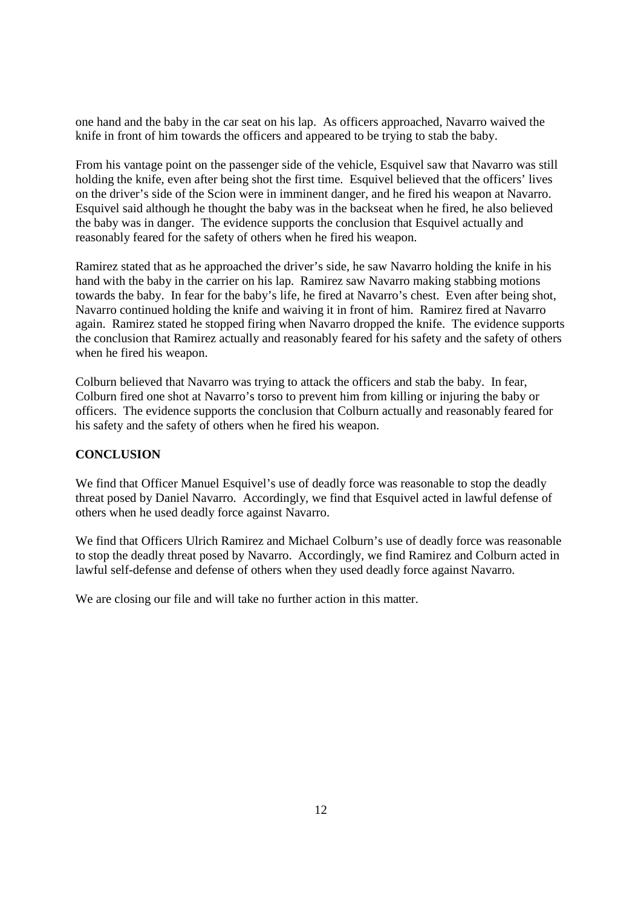one hand and the baby in the car seat on his lap. As officers approached, Navarro waived the knife in front of him towards the officers and appeared to be trying to stab the baby.

From his vantage point on the passenger side of the vehicle, Esquivel saw that Navarro was still holding the knife, even after being shot the first time. Esquivel believed that the officers' lives on the driver's side of the Scion were in imminent danger, and he fired his weapon at Navarro. Esquivel said although he thought the baby was in the backseat when he fired, he also believed the baby was in danger. The evidence supports the conclusion that Esquivel actually and reasonably feared for the safety of others when he fired his weapon.

Ramirez stated that as he approached the driver's side, he saw Navarro holding the knife in his hand with the baby in the carrier on his lap. Ramirez saw Navarro making stabbing motions towards the baby. In fear for the baby's life, he fired at Navarro's chest. Even after being shot, Navarro continued holding the knife and waiving it in front of him. Ramirez fired at Navarro again. Ramirez stated he stopped firing when Navarro dropped the knife. The evidence supports the conclusion that Ramirez actually and reasonably feared for his safety and the safety of others when he fired his weapon.

Colburn believed that Navarro was trying to attack the officers and stab the baby. In fear, Colburn fired one shot at Navarro's torso to prevent him from killing or injuring the baby or officers. The evidence supports the conclusion that Colburn actually and reasonably feared for his safety and the safety of others when he fired his weapon.

**CONCLUSION**

We find that Officer Manuel Esquivel's use of deadly force was reasonable to stop the deadly threat posed by Daniel Navarro. Accordingly, we find that Esquivel acted in lawful defense of others when he used deadly force against Navarro.

We find that Officers Ulrich Ramirez and Michael Colburn's use of deadly force was reasonable to stop the deadly threat posed by Navarro. Accordingly, we find Ramirez and Colburn acted in lawful self-defense and defense of others when they used deadly force against Navarro.

We are closing our file and will take no further action in this matter.